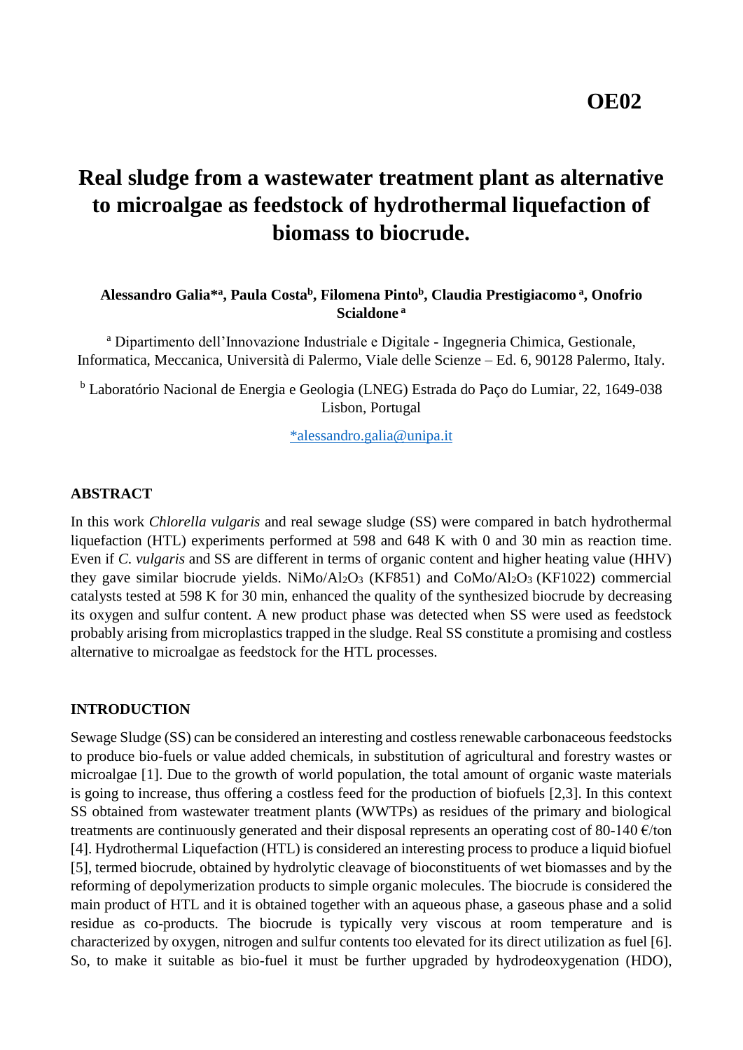OE02

# Real sludge from a wastewater treatment plant as alternative to microalgae as feedstock of hydrothermal liquefaction of biomass to biocrude.

**Alessandro Galia*[a], Paula Costa[b], Filomena Pinto[b], Claudia Prestigiacomo[a], Onofrio Scialdone[a]**

[a] Dipartimento dell'Innovazione Industriale e Digitale - Ingegneria Chimica, Gestionale, Informatica, Meccanica, Università di Palermo, Viale delle Scienze – Ed. 6, 90128 Palermo, Italy.

[b] Laboratório Nacional de Energia e Geologia (LNEG) Estrada do Paço do Lumiar, 22, 1649-038 Lisbon, Portugal

*alessandro.galia@unipa.it

## ABSTRACT

In this work *Chlorella vulgaris* and real sewage sludge (SS) were compared in batch hydrothermal liquefaction (HTL) experiments performed at 598 and 648 K with 0 and 30 min as reaction time. Even if *C. vulgaris* and SS are different in terms of organic content and higher heating value (HHV) they gave similar biocrude yields. $NiMo/Al_2O_3$ (KF851) and $CoMo/Al_2O_3$ (KF1022) commercial catalysts tested at 598 K for 30 min, enhanced the quality of the synthesized biocrude by decreasing its oxygen and sulfur content. A new product phase was detected when SS were used as feedstock probably arising from microplastics trapped in the sludge. Real SS constitute a promising and costless alternative to microalgae as feedstock for the HTL processes.

## INTRODUCTION

Sewage Sludge (SS) can be considered an interesting and costless renewable carbonaceous feedstocks to produce bio-fuels or value added chemicals, in substitution of agricultural and forestry wastes or microalgae [1]. Due to the growth of world population, the total amount of organic waste materials is going to increase, thus offering a costless feed for the production of biofuels [2,3]. In this context SS obtained from wastewater treatment plants (WWTPs) as residues of the primary and biological treatments are continuously generated and their disposal represents an operating cost of 80-140 €/ton [4]. Hydrothermal Liquefaction (HTL) is considered an interesting process to produce a liquid biofuel [5], termed biocrude, obtained by hydrolytic cleavage of bioconstituents of wet biomasses and by the reforming of depolymerization products to simple organic molecules. The biocrude is considered the main product of HTL and it is obtained together with an aqueous phase, a gaseous phase and a solid residue as co-products. The biocrude is typically very viscous at room temperature and is characterized by oxygen, nitrogen and sulfur contents too elevated for its direct utilization as fuel [6]. So, to make it suitable as bio-fuel it must be further upgraded by hydrodeoxygenation (HDO),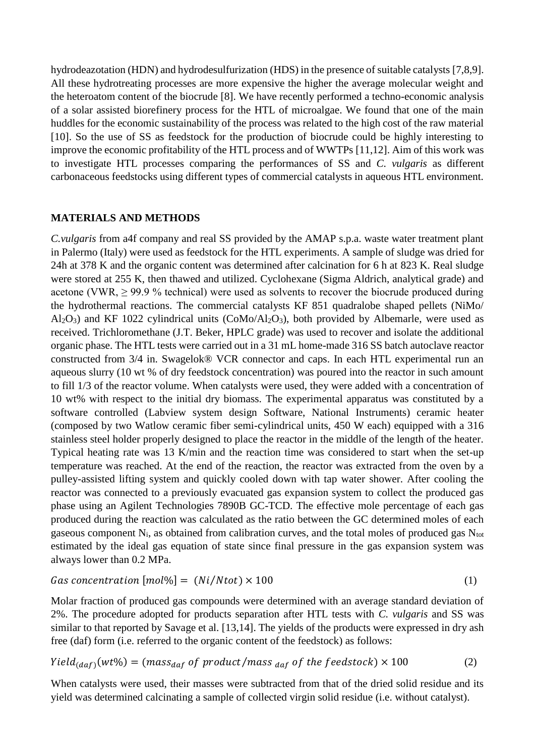hydrodeazotation (HDN) and hydrodesulfurization (HDS) in the presence of suitable catalysts [7,8,9]. All these hydrotreating processes are more expensive the higher the average molecular weight and the heteroatom content of the biocrude [8]. We have recently performed a techno-economic analysis of a solar assisted biorefinery process for the HTL of microalgae. We found that one of the main huddles for the economic sustainability of the process was related to the high cost of the raw material [10]. So the use of SS as feedstock for the production of biocrude could be highly interesting to improve the economic profitability of the HTL process and of WWTPs [11,12]. Aim of this work was to investigate HTL processes comparing the performances of SS and *C. vulgaris* as different carbonaceous feedstocks using different types of commercial catalysts in aqueous HTL environment.

## MATERIALS AND METHODS

*C.vulgaris* from a4f company and real SS provided by the AMAP s.p.a. waste water treatment plant in Palermo (Italy) were used as feedstock for the HTL experiments. A sample of sludge was dried for 24h at 378 K and the organic content was determined after calcination for 6 h at 823 K. Real sludge were stored at 255 K, then thawed and utilized. Cyclohexane (Sigma Aldrich, analytical grade) and acetone (VWR, ≥ 99.9 % technical) were used as solvents to recover the biocrude produced during the hydrothermal reactions. The commercial catalysts KF 851 quadralobe shaped pellets (NiMo/ $Al_2O_3$) and KF 1022 cylindrical units ($CoMo/Al_2O_3$), both provided by Albemarle, were used as received. Trichloromethane (J.T. Beker, HPLC grade) was used to recover and isolate the additional organic phase. The HTL tests were carried out in a 31 mL home-made 316 SS batch autoclave reactor constructed from 3/4 in. Swagelok® VCR connector and caps. In each HTL experimental run an aqueous slurry (10 wt % of dry feedstock concentration) was poured into the reactor in such amount to fill 1/3 of the reactor volume. When catalysts were used, they were added with a concentration of 10 wt% with respect to the initial dry biomass. The experimental apparatus was constituted by a software controlled (Labview system design Software, National Instruments) ceramic heater (composed by two Watlow ceramic fiber semi-cylindrical units, 450 W each) equipped with a 316 stainless steel holder properly designed to place the reactor in the middle of the length of the heater. Typical heating rate was 13 K/min and the reaction time was considered to start when the set-up temperature was reached. At the end of the reaction, the reactor was extracted from the oven by a pulley-assisted lifting system and quickly cooled down with tap water shower. After cooling the reactor was connected to a previously evacuated gas expansion system to collect the produced gas phase using an Agilent Technologies 7890B GC-TCD. The effective mole percentage of each gas produced during the reaction was calculated as the ratio between the GC determined moles of each gaseous component $N_i$, as obtained from calibration curves, and the total moles of produced gas $N_{tot}$ estimated by the ideal gas equation of state since final pressure in the gas expansion system was always lower than 0.2 MPa.

$$Gas\ concentration\ [mol\%] = (Ni/Ntot) \times 100 \tag{1}$$

Molar fraction of produced gas compounds were determined with an average standard deviation of 2%. The procedure adopted for products separation after HTL tests with *C. vulgaris* and SS was similar to that reported by Savage et al. [13,14]. The yields of the products were expressed in dry ash free (daf) form (i.e. referred to the organic content of the feedstock) as follows:

$$Yield_{(daf)}(wt\%) = (mass_{daf}\ of\ product / mass\ _{daf}\ of\ the\ feedstock) \times 100 \tag{2}$$

When catalysts were used, their masses were subtracted from that of the dried solid residue and its yield was determined calcinating a sample of collected virgin solid residue (i.e. without catalyst).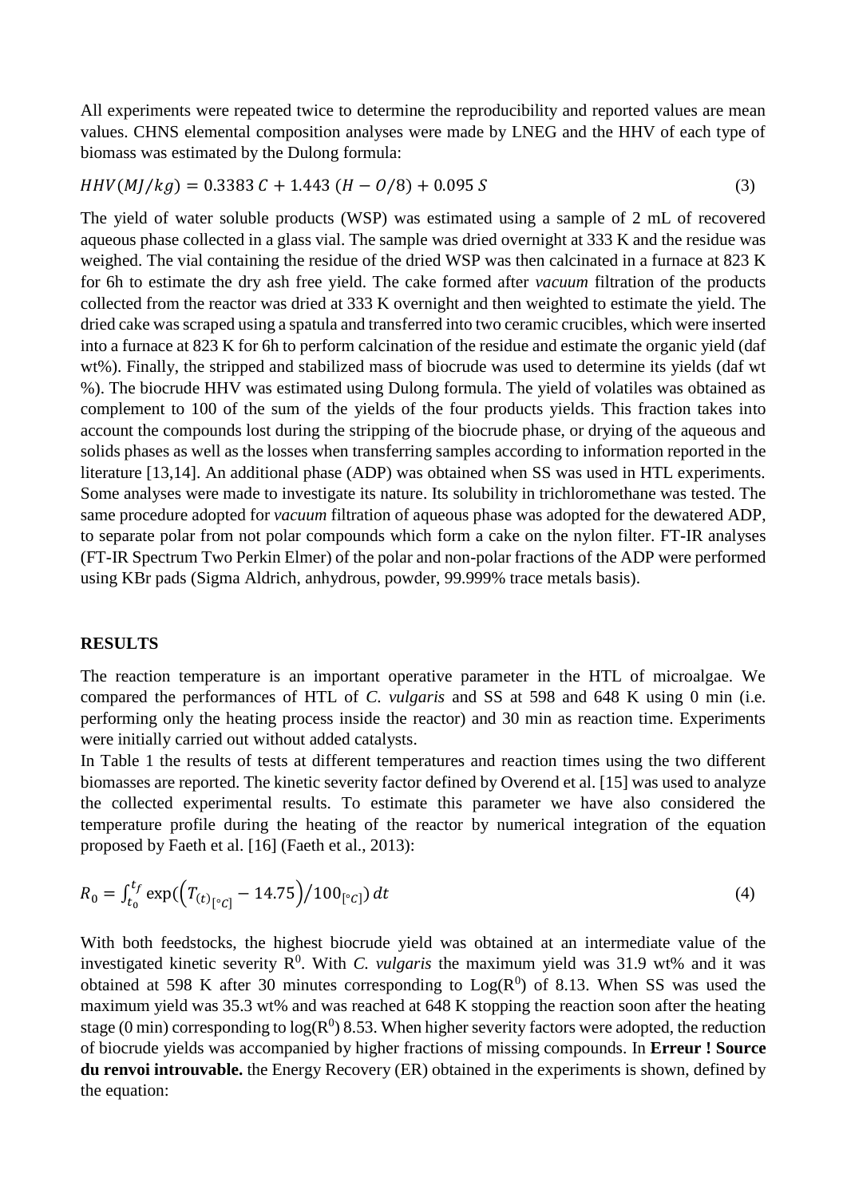All experiments were repeated twice to determine the reproducibility and reported values are mean values. CHNS elemental composition analyses were made by LNEG and the HHV of each type of biomass was estimated by the Dulong formula:

$$HHV(MJ/kg) = 0.3383\,C + 1.443\,(H - O/8) + 0.095\,S \tag{3}$$

The yield of water soluble products (WSP) was estimated using a sample of 2 mL of recovered aqueous phase collected in a glass vial. The sample was dried overnight at 333 K and the residue was weighed. The vial containing the residue of the dried WSP was then calcinated in a furnace at 823 K for 6h to estimate the dry ash free yield. The cake formed after *vacuum* filtration of the products collected from the reactor was dried at 333 K overnight and then weighted to estimate the yield. The dried cake was scraped using a spatula and transferred into two ceramic crucibles, which were inserted into a furnace at 823 K for 6h to perform calcination of the residue and estimate the organic yield (daf wt%). Finally, the stripped and stabilized mass of biocrude was used to determine its yields (daf wt %). The biocrude HHV was estimated using Dulong formula. The yield of volatiles was obtained as complement to 100 of the sum of the yields of the four products yields. This fraction takes into account the compounds lost during the stripping of the biocrude phase, or drying of the aqueous and solids phases as well as the losses when transferring samples according to information reported in the literature [13,14]. An additional phase (ADP) was obtained when SS was used in HTL experiments. Some analyses were made to investigate its nature. Its solubility in trichloromethane was tested. The same procedure adopted for *vacuum* filtration of aqueous phase was adopted for the dewatered ADP, to separate polar from not polar compounds which form a cake on the nylon filter. FT-IR analyses (FT-IR Spectrum Two Perkin Elmer) of the polar and non-polar fractions of the ADP were performed using KBr pads (Sigma Aldrich, anhydrous, powder, 99.999% trace metals basis).

## RESULTS

The reaction temperature is an important operative parameter in the HTL of microalgae. We compared the performances of HTL of *C. vulgaris* and SS at 598 and 648 K using 0 min (i.e. performing only the heating process inside the reactor) and 30 min as reaction time. Experiments were initially carried out without added catalysts.

In Table 1 the results of tests at different temperatures and reaction times using the two different biomasses are reported. The kinetic severity factor defined by Overend et al. [15] was used to analyze the collected experimental results. To estimate this parameter we have also considered the temperature profile during the heating of the reactor by numerical integration of the equation proposed by Faeth et al. [16] (Faeth et al., 2013):

$$R_0 = \int_{t_0}^{t_f} \exp\left(\left(T_{(t)_{[°C]}} - 14.75\right)/100_{[°C]}\right) dt \tag{4}$$

With both feedstocks, the highest biocrude yield was obtained at an intermediate value of the investigated kinetic severity $R^0$. With *C. vulgaris* the maximum yield was 31.9 wt% and it was obtained at 598 K after 30 minutes corresponding to $\text{Log}(R^0)$ of 8.13. When SS was used the maximum yield was 35.3 wt% and was reached at 648 K stopping the reaction soon after the heating stage (0 min) corresponding to $\log(R^0)$ 8.53. When higher severity factors were adopted, the reduction of biocrude yields was accompanied by higher fractions of missing compounds. In **Erreur ! Source du renvoi introuvable.** the Energy Recovery (ER) obtained in the experiments is shown, defined by the equation: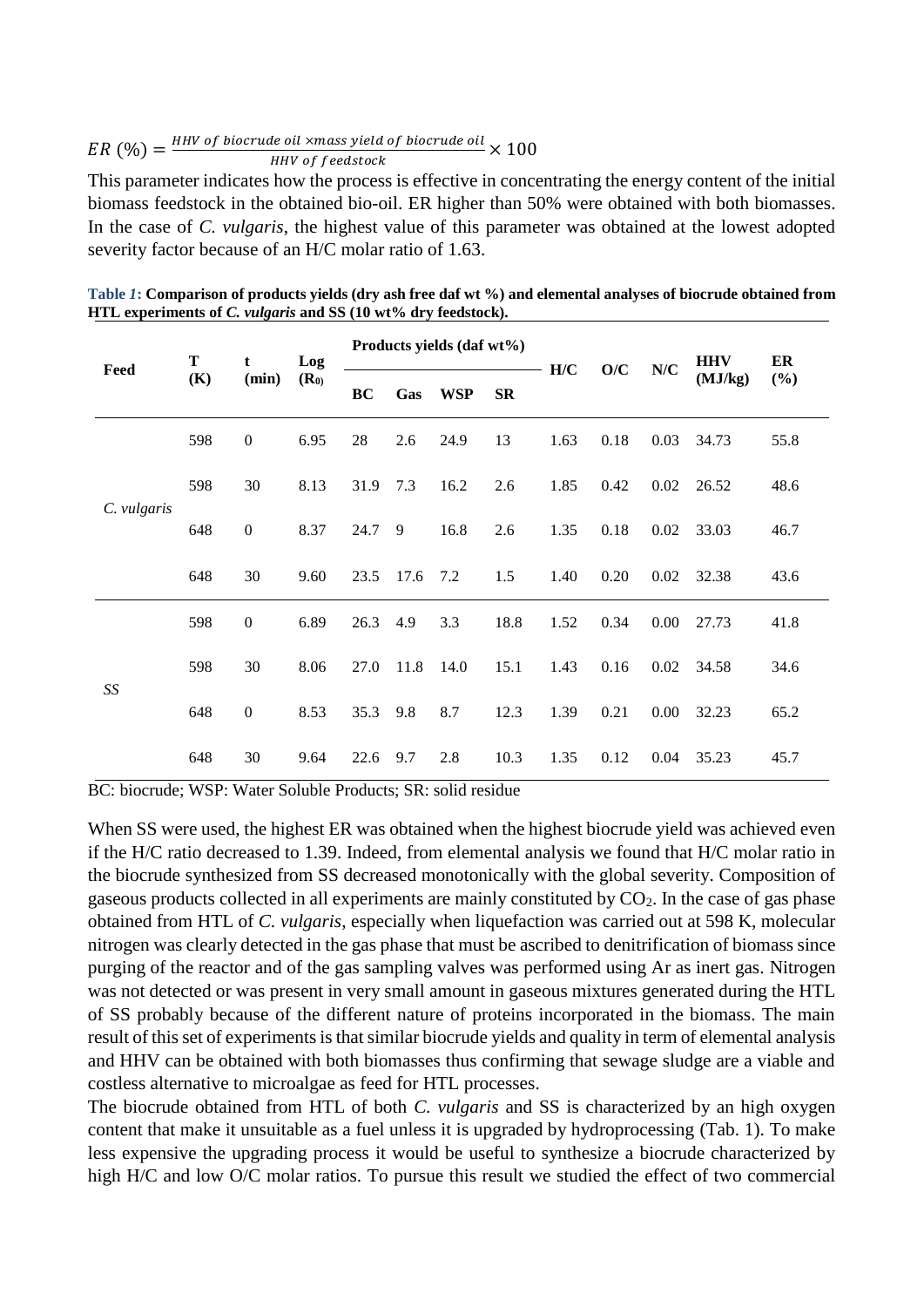$$ER\ (\%) = \frac{HHV\ of\ biocrude\ oil \times mass\ yield\ of\ biocrude\ oil}{HHV\ of\ feedstock} \times 100$$

This parameter indicates how the process is effective in concentrating the energy content of the initial biomass feedstock in the obtained bio-oil. ER higher than 50% were obtained with both biomasses. In the case of *C. vulgaris*, the highest value of this parameter was obtained at the lowest adopted severity factor because of an H/C molar ratio of 1.63.

**Table 1: Comparison of products yields (dry ash free daf wt %) and elemental analyses of biocrude obtained from HTL experiments of *C. vulgaris* and SS (10 wt% dry feedstock).**

| Feed | T (K) | t (min) | Log ($R_0$) | Products yields (daf wt%) | | | | H/C | O/C | N/C | HHV (MJ/kg) | ER (%) |
|---|---|---|---|---|---|---|---|---|---|---|---|---|
| | | | | BC | Gas | WSP | SR | | | | | |
| *C. vulgaris* | 598 | 0 | 6.95 | 28 | 2.6 | 24.9 | 13 | 1.63 | 0.18 | 0.03 | 34.73 | 55.8 |
| | 598 | 30 | 8.13 | 31.9 | 7.3 | 16.2 | 2.6 | 1.85 | 0.42 | 0.02 | 26.52 | 48.6 |
| | 648 | 0 | 8.37 | 24.7 | 9 | 16.8 | 2.6 | 1.35 | 0.18 | 0.02 | 33.03 | 46.7 |
| | 648 | 30 | 9.60 | 23.5 | 17.6 | 7.2 | 1.5 | 1.40 | 0.20 | 0.02 | 32.38 | 43.6 |
| *SS* | 598 | 0 | 6.89 | 26.3 | 4.9 | 3.3 | 18.8 | 1.52 | 0.34 | 0.00 | 27.73 | 41.8 |
| | 598 | 30 | 8.06 | 27.0 | 11.8 | 14.0 | 15.1 | 1.43 | 0.16 | 0.02 | 34.58 | 34.6 |
| | 648 | 0 | 8.53 | 35.3 | 9.8 | 8.7 | 12.3 | 1.39 | 0.21 | 0.00 | 32.23 | 65.2 |
| | 648 | 30 | 9.64 | 22.6 | 9.7 | 2.8 | 10.3 | 1.35 | 0.12 | 0.04 | 35.23 | 45.7 |

BC: biocrude; WSP: Water Soluble Products; SR: solid residue

When SS were used, the highest ER was obtained when the highest biocrude yield was achieved even if the H/C ratio decreased to 1.39. Indeed, from elemental analysis we found that H/C molar ratio in the biocrude synthesized from SS decreased monotonically with the global severity. Composition of gaseous products collected in all experiments are mainly constituted by $CO_2$. In the case of gas phase obtained from HTL of *C. vulgaris*, especially when liquefaction was carried out at 598 K, molecular nitrogen was clearly detected in the gas phase that must be ascribed to denitrification of biomass since purging of the reactor and of the gas sampling valves was performed using Ar as inert gas. Nitrogen was not detected or was present in very small amount in gaseous mixtures generated during the HTL of SS probably because of the different nature of proteins incorporated in the biomass. The main result of this set of experiments is that similar biocrude yields and quality in term of elemental analysis and HHV can be obtained with both biomasses thus confirming that sewage sludge are a viable and costless alternative to microalgae as feed for HTL processes.

The biocrude obtained from HTL of both *C. vulgaris* and SS is characterized by an high oxygen content that make it unsuitable as a fuel unless it is upgraded by hydroprocessing (Tab. 1). To make less expensive the upgrading process it would be useful to synthesize a biocrude characterized by high H/C and low O/C molar ratios. To pursue this result we studied the effect of two commercial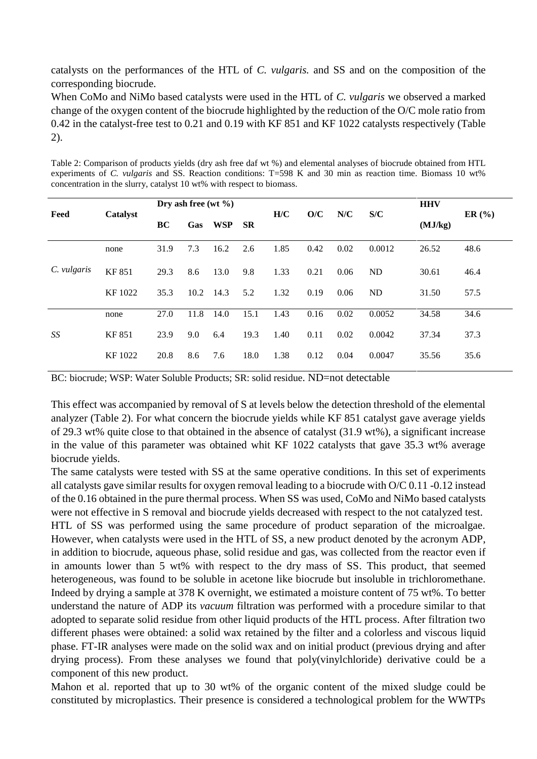catalysts on the performances of the HTL of *C. vulgaris.* and SS and on the composition of the corresponding biocrude.

When CoMo and NiMo based catalysts were used in the HTL of *C. vulgaris* we observed a marked change of the oxygen content of the biocrude highlighted by the reduction of the O/C mole ratio from 0.42 in the catalyst-free test to 0.21 and 0.19 with KF 851 and KF 1022 catalysts respectively (Table 2).

Table 2: Comparison of products yields (dry ash free daf wt %) and elemental analyses of biocrude obtained from HTL experiments of *C. vulgaris* and SS. Reaction conditions: T=598 K and 30 min as reaction time. Biomass 10 wt% concentration in the slurry, catalyst 10 wt% with respect to biomass.

| Feed | Catalyst | Dry ash free (wt %) | | | | H/C | O/C | N/C | S/C | HHV | ER (%) |
|---|---|---|---|---|---|---|---|---|---|---|---|
| | | BC | Gas | WSP | SR | | | | | (MJ/kg) | |
| *C. vulgaris* | none | 31.9 | 7.3 | 16.2 | 2.6 | 1.85 | 0.42 | 0.02 | 0.0012 | 26.52 | 48.6 |
| | KF 851 | 29.3 | 8.6 | 13.0 | 9.8 | 1.33 | 0.21 | 0.06 | ND | 30.61 | 46.4 |
| | KF 1022 | 35.3 | 10.2 | 14.3 | 5.2 | 1.32 | 0.19 | 0.06 | ND | 31.50 | 57.5 |
| *SS* | none | 27.0 | 11.8 | 14.0 | 15.1 | 1.43 | 0.16 | 0.02 | 0.0052 | 34.58 | 34.6 |
| | KF 851 | 23.9 | 9.0 | 6.4 | 19.3 | 1.40 | 0.11 | 0.02 | 0.0042 | 37.34 | 37.3 |
| | KF 1022 | 20.8 | 8.6 | 7.6 | 18.0 | 1.38 | 0.12 | 0.04 | 0.0047 | 35.56 | 35.6 |

BC: biocrude; WSP: Water Soluble Products; SR: solid residue. ND=not detectable

This effect was accompanied by removal of S at levels below the detection threshold of the elemental analyzer (Table 2). For what concern the biocrude yields while KF 851 catalyst gave average yields of 29.3 wt% quite close to that obtained in the absence of catalyst (31.9 wt%), a significant increase in the value of this parameter was obtained whit KF 1022 catalysts that gave 35.3 wt% average biocrude yields.

The same catalysts were tested with SS at the same operative conditions. In this set of experiments all catalysts gave similar results for oxygen removal leading to a biocrude with O/C 0.11 -0.12 instead of the 0.16 obtained in the pure thermal process. When SS was used, CoMo and NiMo based catalysts were not effective in S removal and biocrude yields decreased with respect to the not catalyzed test.

HTL of SS was performed using the same procedure of product separation of the microalgae. However, when catalysts were used in the HTL of SS, a new product denoted by the acronym ADP, in addition to biocrude, aqueous phase, solid residue and gas, was collected from the reactor even if in amounts lower than 5 wt% with respect to the dry mass of SS. This product, that seemed heterogeneous, was found to be soluble in acetone like biocrude but insoluble in trichloromethane. Indeed by drying a sample at 378 K overnight, we estimated a moisture content of 75 wt%. To better understand the nature of ADP its *vacuum* filtration was performed with a procedure similar to that adopted to separate solid residue from other liquid products of the HTL process. After filtration two different phases were obtained: a solid wax retained by the filter and a colorless and viscous liquid phase. FT-IR analyses were made on the solid wax and on initial product (previous drying and after drying process). From these analyses we found that poly(vinylchloride) derivative could be a component of this new product.

Mahon et al. reported that up to 30 wt% of the organic content of the mixed sludge could be constituted by microplastics. Their presence is considered a technological problem for the WWTPs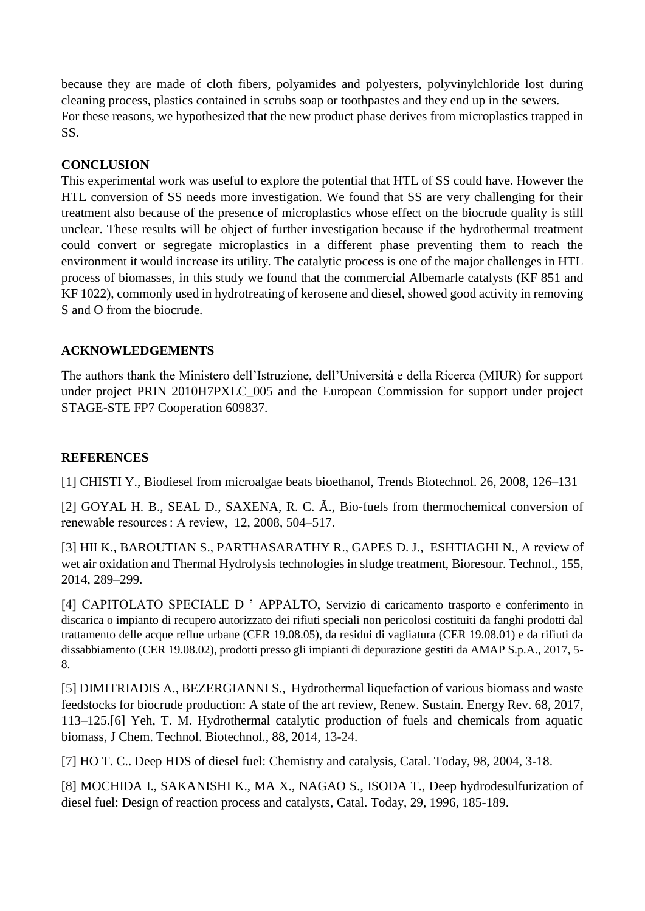because they are made of cloth fibers, polyamides and polyesters, polyvinylchloride lost during cleaning process, plastics contained in scrubs soap or toothpastes and they end up in the sewers.
For these reasons, we hypothesized that the new product phase derives from microplastics trapped in SS.

## CONCLUSION

This experimental work was useful to explore the potential that HTL of SS could have. However the HTL conversion of SS needs more investigation. We found that SS are very challenging for their treatment also because of the presence of microplastics whose effect on the biocrude quality is still unclear. These results will be object of further investigation because if the hydrothermal treatment could convert or segregate microplastics in a different phase preventing them to reach the environment it would increase its utility. The catalytic process is one of the major challenges in HTL process of biomasses, in this study we found that the commercial Albemarle catalysts (KF 851 and KF 1022), commonly used in hydrotreating of kerosene and diesel, showed good activity in removing S and O from the biocrude.

## ACKNOWLEDGEMENTS

The authors thank the Ministero dell'Istruzione, dell'Università e della Ricerca (MIUR) for support under project PRIN 2010H7PXLC_005 and the European Commission for support under project STAGE-STE FP7 Cooperation 609837.

## REFERENCES

[1] CHISTI Y., Biodiesel from microalgae beats bioethanol, Trends Biotechnol. 26, 2008, 126–131

[2] GOYAL H. B., SEAL D., SAXENA, R. C. Ã., Bio-fuels from thermochemical conversion of renewable resources : A review, 12, 2008, 504–517.

[3] HII K., BAROUTIAN S., PARTHASARATHY R., GAPES D. J., ESHTIAGHI N., A review of wet air oxidation and Thermal Hydrolysis technologies in sludge treatment, Bioresour. Technol., 155, 2014, 289–299.

[4] CAPITOLATO SPECIALE D ' APPALTO, Servizio di caricamento trasporto e conferimento in discarica o impianto di recupero autorizzato dei rifiuti speciali non pericolosi costituiti da fanghi prodotti dal trattamento delle acque reflue urbane (CER 19.08.05), da residui di vagliatura (CER 19.08.01) e da rifiuti da dissabbiamento (CER 19.08.02), prodotti presso gli impianti di depurazione gestiti da AMAP S.p.A., 2017, 5-8.

[5] DIMITRIADIS A., BEZERGIANNI S., Hydrothermal liquefaction of various biomass and waste feedstocks for biocrude production: A state of the art review, Renew. Sustain. Energy Rev. 68, 2017, 113–125.[6] Yeh, T. M. Hydrothermal catalytic production of fuels and chemicals from aquatic biomass, J Chem. Technol. Biotechnol., 88, 2014, 13-24.

[7] HO T. C.. Deep HDS of diesel fuel: Chemistry and catalysis, Catal. Today, 98, 2004, 3-18.

[8] MOCHIDA I., SAKANISHI K., MA X., NAGAO S., ISODA T., Deep hydrodesulfurization of diesel fuel: Design of reaction process and catalysts, Catal. Today, 29, 1996, 185-189.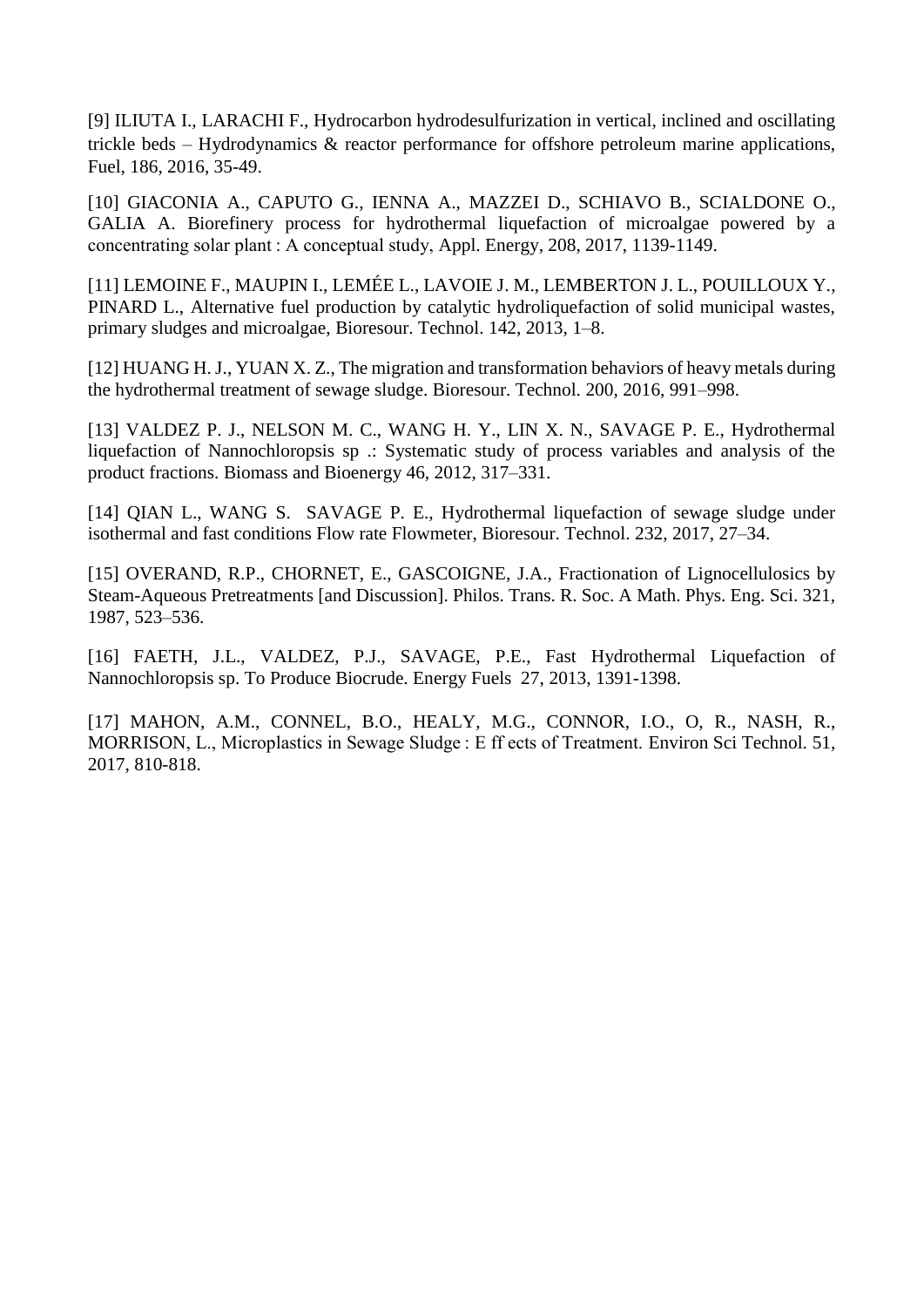[9] ILIUTA I., LARACHI F., Hydrocarbon hydrodesulfurization in vertical, inclined and oscillating trickle beds – Hydrodynamics & reactor performance for offshore petroleum marine applications, Fuel, 186, 2016, 35-49.

[10] GIACONIA A., CAPUTO G., IENNA A., MAZZEI D., SCHIAVO B., SCIALDONE O., GALIA A. Biorefinery process for hydrothermal liquefaction of microalgae powered by a concentrating solar plant : A conceptual study, Appl. Energy, 208, 2017, 1139-1149.

[11] LEMOINE F., MAUPIN I., LEMÉE L., LAVOIE J. M., LEMBERTON J. L., POUILLOUX Y., PINARD L., Alternative fuel production by catalytic hydroliquefaction of solid municipal wastes, primary sludges and microalgae, Bioresour. Technol. 142, 2013, 1–8.

[12] HUANG H. J., YUAN X. Z., The migration and transformation behaviors of heavy metals during the hydrothermal treatment of sewage sludge. Bioresour. Technol. 200, 2016, 991–998.

[13] VALDEZ P. J., NELSON M. C., WANG H. Y., LIN X. N., SAVAGE P. E., Hydrothermal liquefaction of Nannochloropsis sp .: Systematic study of process variables and analysis of the product fractions. Biomass and Bioenergy 46, 2012, 317–331.

[14] QIAN L., WANG S. SAVAGE P. E., Hydrothermal liquefaction of sewage sludge under isothermal and fast conditions Flow rate Flowmeter, Bioresour. Technol. 232, 2017, 27–34.

[15] OVERAND, R.P., CHORNET, E., GASCOIGNE, J.A., Fractionation of Lignocellulosics by Steam-Aqueous Pretreatments [and Discussion]. Philos. Trans. R. Soc. A Math. Phys. Eng. Sci. 321, 1987, 523–536.

[16] FAETH, J.L., VALDEZ, P.J., SAVAGE, P.E., Fast Hydrothermal Liquefaction of Nannochloropsis sp. To Produce Biocrude. Energy Fuels 27, 2013, 1391-1398.

[17] MAHON, A.M., CONNEL, B.O., HEALY, M.G., CONNOR, I.O., O, R., NASH, R., MORRISON, L., Microplastics in Sewage Sludge : E ff ects of Treatment. Environ Sci Technol. 51, 2017, 810-818.